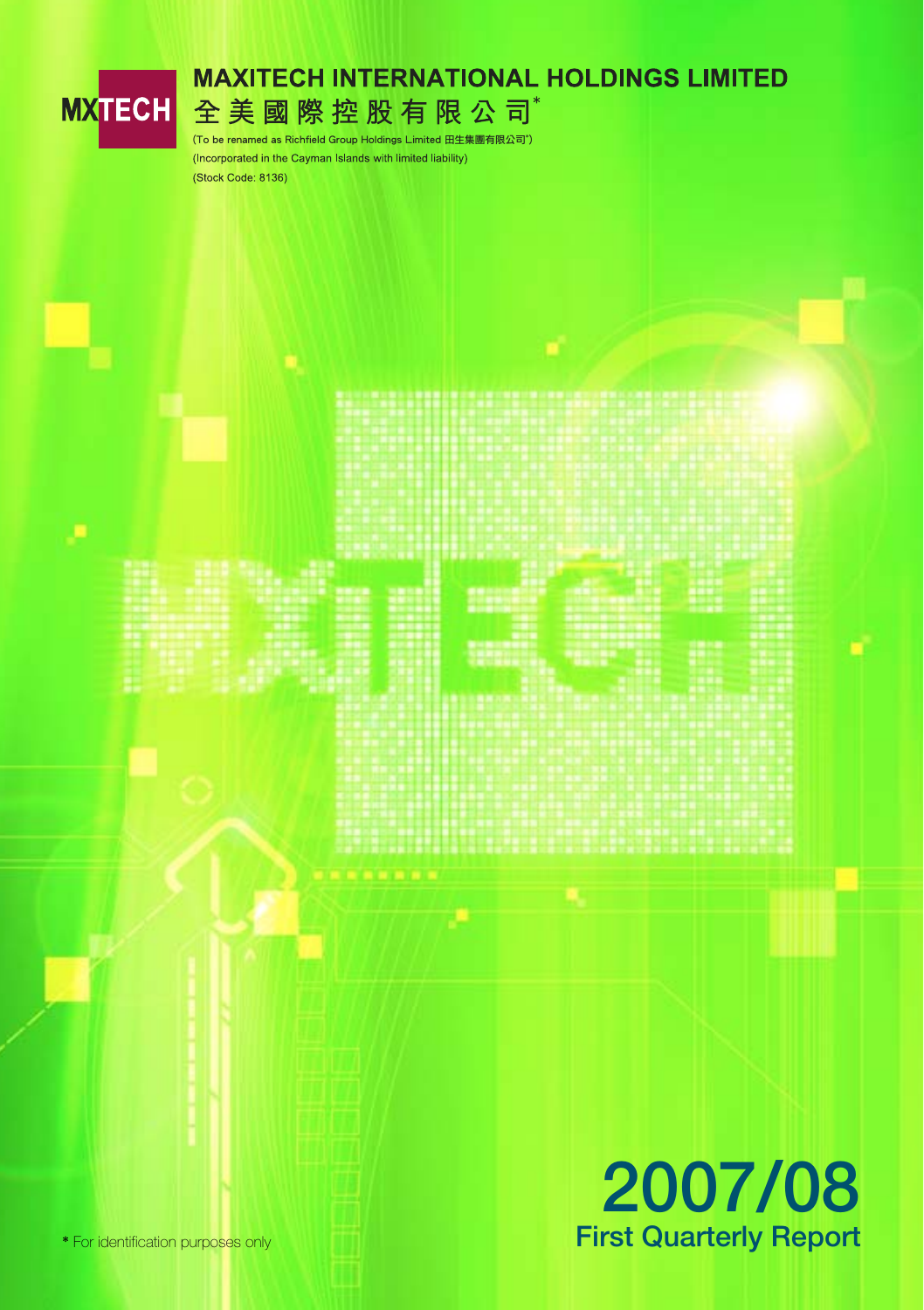MXTECH

# MAXITECH INTERNATIONAL HOLDINGS LIMITED

# 全美國際控股有限公司*

(To be renamed as Richfield Group Holdings Limited 田生集團有限公司*)

(Incorporated in the Cayman Islands with limited liability)

(Stock Code: 8136)

# 2007/08

## First Quarterly Report

* For identification purposes only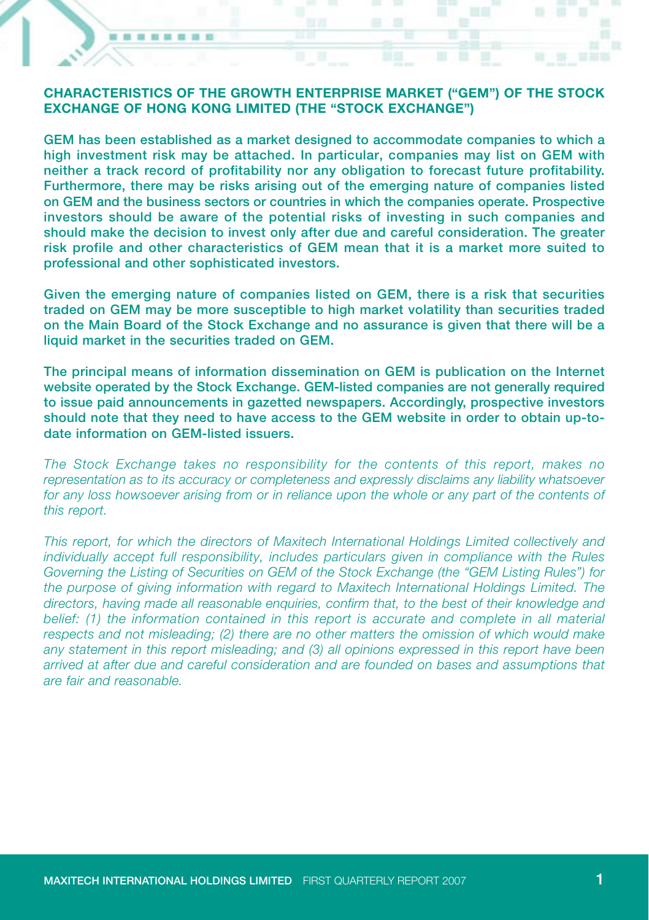## CHARACTERISTICS OF THE GROWTH ENTERPRISE MARKET ("GEM") OF THE STOCK EXCHANGE OF HONG KONG LIMITED (THE "STOCK EXCHANGE")

**GEM has been established as a market designed to accommodate companies to which a high investment risk may be attached. In particular, companies may list on GEM with neither a track record of profitability nor any obligation to forecast future profitability. Furthermore, there may be risks arising out of the emerging nature of companies listed on GEM and the business sectors or countries in which the companies operate. Prospective investors should be aware of the potential risks of investing in such companies and should make the decision to invest only after due and careful consideration. The greater risk profile and other characteristics of GEM mean that it is a market more suited to professional and other sophisticated investors.**

**Given the emerging nature of companies listed on GEM, there is a risk that securities traded on GEM may be more susceptible to high market volatility than securities traded on the Main Board of the Stock Exchange and no assurance is given that there will be a liquid market in the securities traded on GEM.**

**The principal means of information dissemination on GEM is publication on the Internet website operated by the Stock Exchange. GEM-listed companies are not generally required to issue paid announcements in gazetted newspapers. Accordingly, prospective investors should note that they need to have access to the GEM website in order to obtain up-to-date information on GEM-listed issuers.**

*The Stock Exchange takes no responsibility for the contents of this report, makes no representation as to its accuracy or completeness and expressly disclaims any liability whatsoever for any loss howsoever arising from or in reliance upon the whole or any part of the contents of this report.*

*This report, for which the directors of Maxitech International Holdings Limited collectively and individually accept full responsibility, includes particulars given in compliance with the Rules Governing the Listing of Securities on GEM of the Stock Exchange (the "GEM Listing Rules") for the purpose of giving information with regard to Maxitech International Holdings Limited. The directors, having made all reasonable enquiries, confirm that, to the best of their knowledge and belief: (1) the information contained in this report is accurate and complete in all material respects and not misleading; (2) there are no other matters the omission of which would make any statement in this report misleading; and (3) all opinions expressed in this report have been arrived at after due and careful consideration and are founded on bases and assumptions that are fair and reasonable.*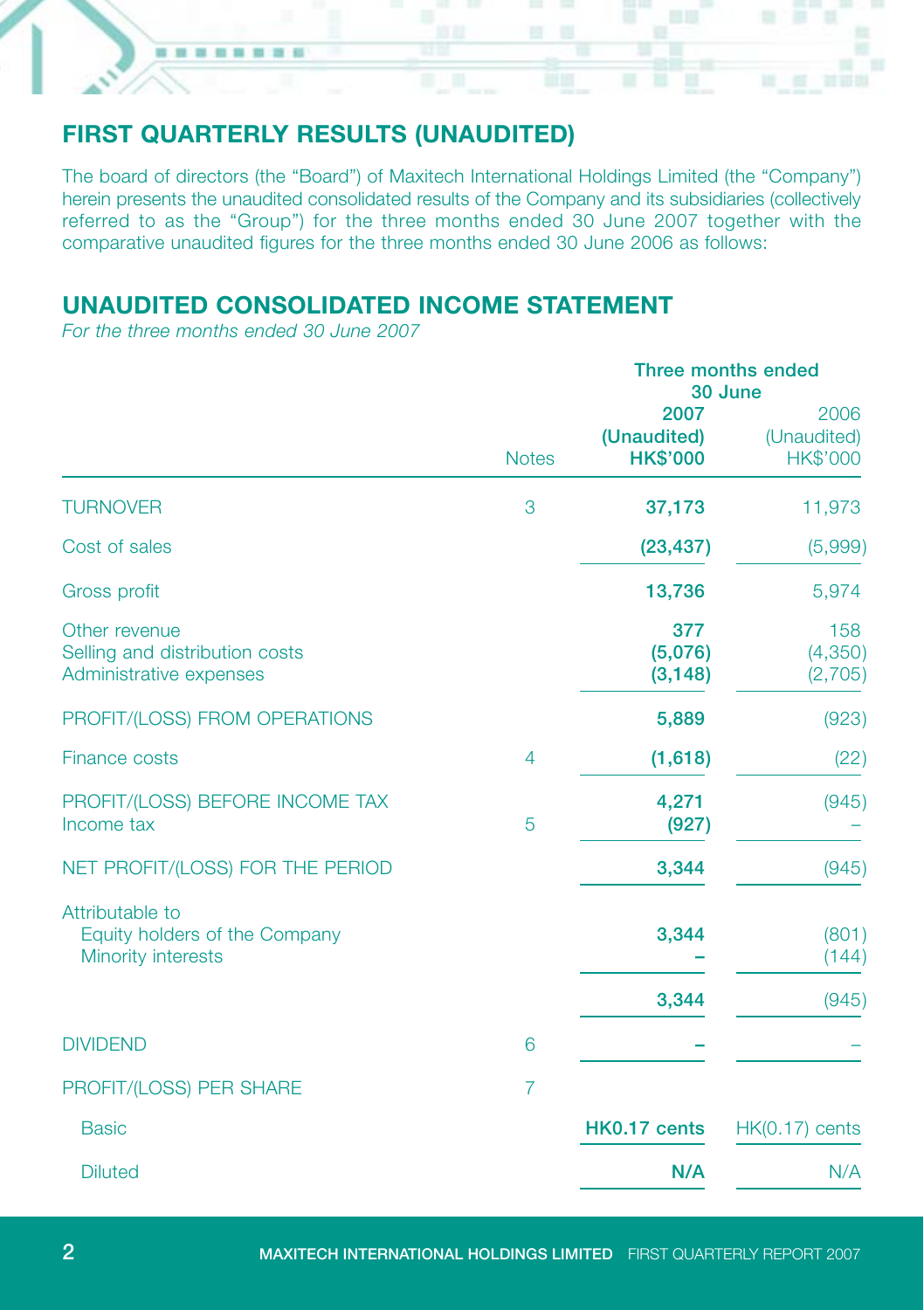## FIRST QUARTERLY RESULTS (UNAUDITED)

The board of directors (the "Board") of Maxitech International Holdings Limited (the "Company") herein presents the unaudited consolidated results of the Company and its subsidiaries (collectively referred to as the "Group") for the three months ended 30 June 2007 together with the comparative unaudited figures for the three months ended 30 June 2006 as follows:

## UNAUDITED CONSOLIDATED INCOME STATEMENT

*For the three months ended 30 June 2007*

| | Notes | Three months ended 30 June 2007 (Unaudited) HK$'000 | 2006 (Unaudited) HK$'000 |
|---|---|---|---|
| TURNOVER | 3 | **37,173** | 11,973 |
| Cost of sales | | **(23,437)** | (5,999) |
| Gross profit | | **13,736** | 5,974 |
| Other revenue | | **377** | 158 |
| Selling and distribution costs | | **(5,076)** | (4,350) |
| Administrative expenses | | **(3,148)** | (2,705) |
| PROFIT/(LOSS) FROM OPERATIONS | | **5,889** | (923) |
| Finance costs | 4 | **(1,618)** | (22) |
| PROFIT/(LOSS) BEFORE INCOME TAX | | **4,271** | (945) |
| Income tax | 5 | **(927)** | – |
| NET PROFIT/(LOSS) FOR THE PERIOD | | **3,344** | (945) |
| Attributable to | | | |
| Equity holders of the Company | | **3,344** | (801) |
| Minority interests | | **–** | (144) |
| | | **3,344** | (945) |
| DIVIDEND | 6 | **–** | – |
| PROFIT/(LOSS) PER SHARE | 7 | | |
| Basic | | **HK0.17 cents** | HK(0.17) cents |
| Diluted | | **N/A** | N/A |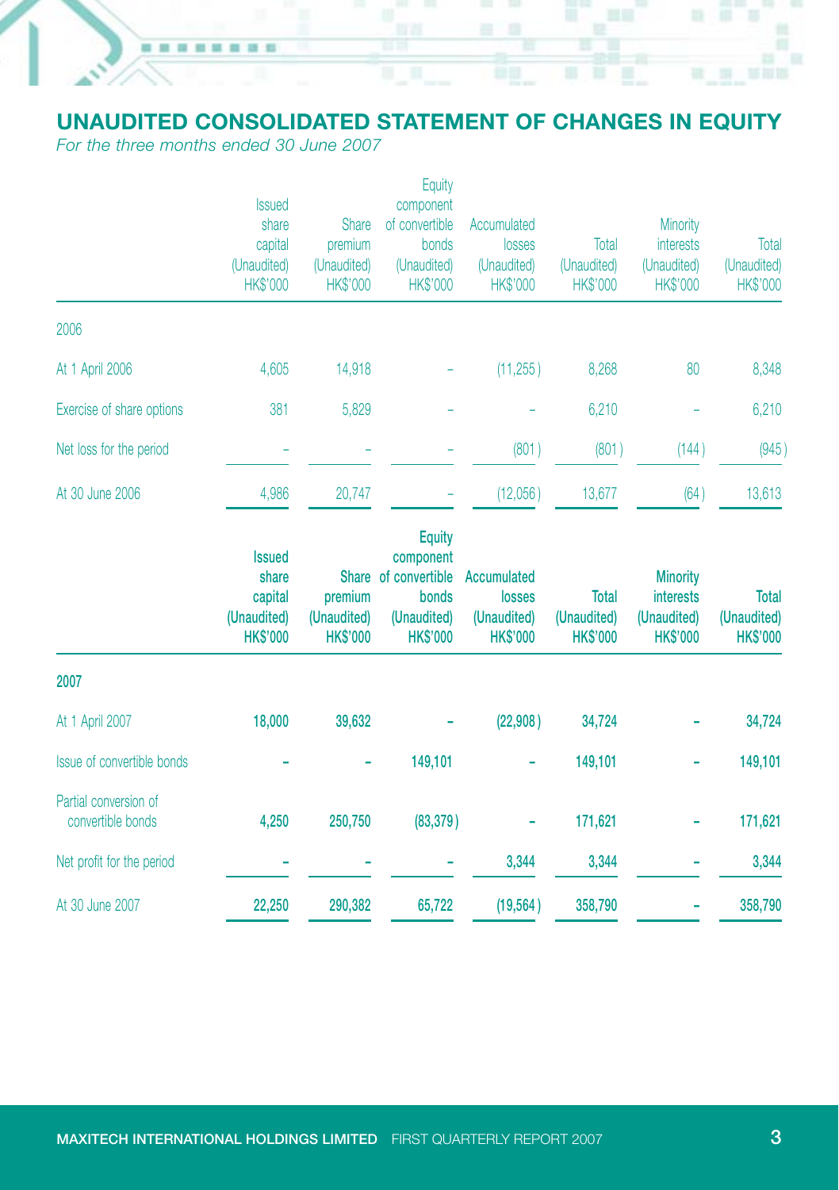# UNAUDITED CONSOLIDATED STATEMENT OF CHANGES IN EQUITY

*For the three months ended 30 June 2007*

| | Issued share capital (Unaudited) HK$'000 | Share premium (Unaudited) HK$'000 | Equity component of convertible bonds (Unaudited) HK$'000 | Accumulated losses (Unaudited) HK$'000 | Total (Unaudited) HK$'000 | Minority interests (Unaudited) HK$'000 | Total (Unaudited) HK$'000 |
|---|---|---|---|---|---|---|---|
| 2006 | | | | | | | |
| At 1 April 2006 | 4,605 | 14,918 | – | (11,255) | 8,268 | 80 | 8,348 |
| Exercise of share options | 381 | 5,829 | – | – | 6,210 | – | 6,210 |
| Net loss for the period | – | – | – | (801) | (801) | (144) | (945) |
| At 30 June 2006 | 4,986 | 20,747 | – | (12,056) | 13,677 | (64) | 13,613 |

| | **Issued share capital (Unaudited) HK$'000** | **Share premium (Unaudited) HK$'000** | **Equity component of convertible bonds (Unaudited) HK$'000** | **Accumulated losses (Unaudited) HK$'000** | **Total (Unaudited) HK$'000** | **Minority interests (Unaudited) HK$'000** | **Total (Unaudited) HK$'000** |
|---|---|---|---|---|---|---|---|
| **2007** | | | | | | | |
| At 1 April 2007 | **18,000** | **39,632** | **–** | **(22,908)** | **34,724** | **–** | **34,724** |
| Issue of convertible bonds | **–** | **–** | **149,101** | **–** | **149,101** | **–** | **149,101** |
| Partial conversion of convertible bonds | **4,250** | **250,750** | **(83,379)** | **–** | **171,621** | **–** | **171,621** |
| Net profit for the period | **–** | **–** | **–** | **3,344** | **3,344** | **–** | **3,344** |
| At 30 June 2007 | **22,250** | **290,382** | **65,722** | **(19,564)** | **358,790** | **–** | **358,790** |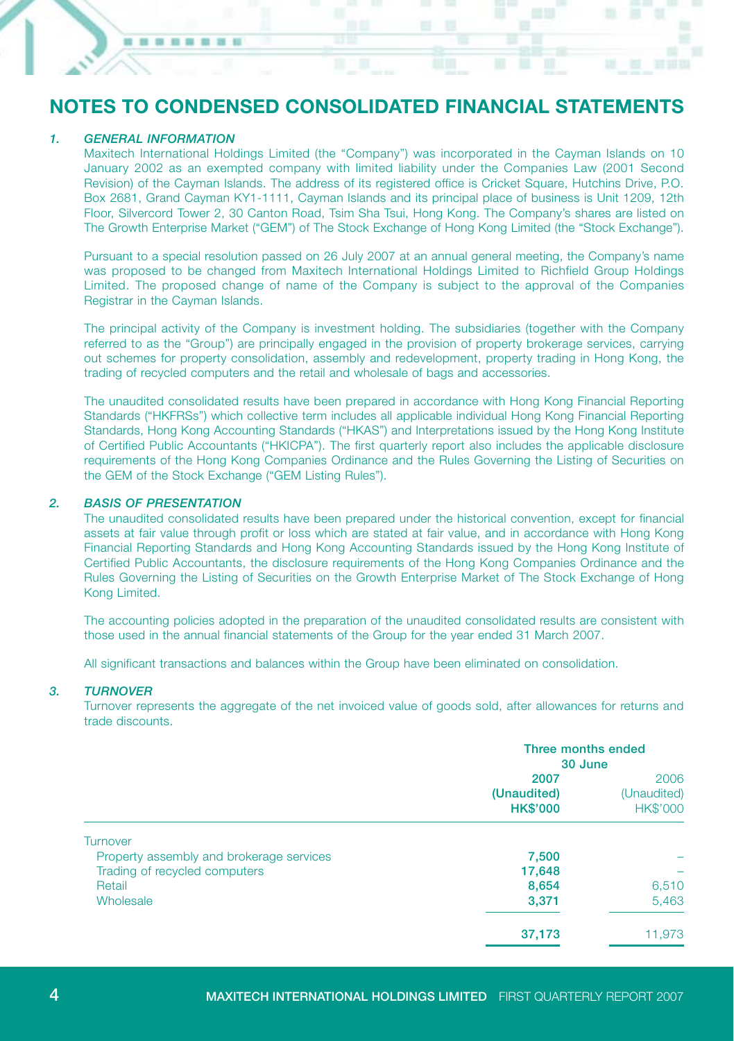# NOTES TO CONDENSED CONSOLIDATED FINANCIAL STATEMENTS

## *1. GENERAL INFORMATION*

Maxitech International Holdings Limited (the "Company") was incorporated in the Cayman Islands on 10 January 2002 as an exempted company with limited liability under the Companies Law (2001 Second Revision) of the Cayman Islands. The address of its registered office is Cricket Square, Hutchins Drive, P.O. Box 2681, Grand Cayman KY1-1111, Cayman Islands and its principal place of business is Unit 1209, 12th Floor, Silvercord Tower 2, 30 Canton Road, Tsim Sha Tsui, Hong Kong. The Company's shares are listed on The Growth Enterprise Market ("GEM") of The Stock Exchange of Hong Kong Limited (the "Stock Exchange").

Pursuant to a special resolution passed on 26 July 2007 at an annual general meeting, the Company's name was proposed to be changed from Maxitech International Holdings Limited to Richfield Group Holdings Limited. The proposed change of name of the Company is subject to the approval of the Companies Registrar in the Cayman Islands.

The principal activity of the Company is investment holding. The subsidiaries (together with the Company referred to as the "Group") are principally engaged in the provision of property brokerage services, carrying out schemes for property consolidation, assembly and redevelopment, property trading in Hong Kong, the trading of recycled computers and the retail and wholesale of bags and accessories.

The unaudited consolidated results have been prepared in accordance with Hong Kong Financial Reporting Standards ("HKFRSs") which collective term includes all applicable individual Hong Kong Financial Reporting Standards, Hong Kong Accounting Standards ("HKAS") and Interpretations issued by the Hong Kong Institute of Certified Public Accountants ("HKICPA"). The first quarterly report also includes the applicable disclosure requirements of the Hong Kong Companies Ordinance and the Rules Governing the Listing of Securities on the GEM of the Stock Exchange ("GEM Listing Rules").

## *2. BASIS OF PRESENTATION*

The unaudited consolidated results have been prepared under the historical convention, except for financial assets at fair value through profit or loss which are stated at fair value, and in accordance with Hong Kong Financial Reporting Standards and Hong Kong Accounting Standards issued by the Hong Kong Institute of Certified Public Accountants, the disclosure requirements of the Hong Kong Companies Ordinance and the Rules Governing the Listing of Securities on the Growth Enterprise Market of The Stock Exchange of Hong Kong Limited.

The accounting policies adopted in the preparation of the unaudited consolidated results are consistent with those used in the annual financial statements of the Group for the year ended 31 March 2007.

All significant transactions and balances within the Group have been eliminated on consolidation.

## *3. TURNOVER*

Turnover represents the aggregate of the net invoiced value of goods sold, after allowances for returns and trade discounts.

| | **Three months ended 30 June** | |
|---|---|---|
| | **2007 (Unaudited) HK$'000** | 2006 (Unaudited) HK$'000 |
| Turnover | | |
| Property assembly and brokerage services | **7,500** | – |
| Trading of recycled computers | **17,648** | – |
| Retail | **8,654** | 6,510 |
| Wholesale | **3,371** | 5,463 |
| | **37,173** | 11,973 |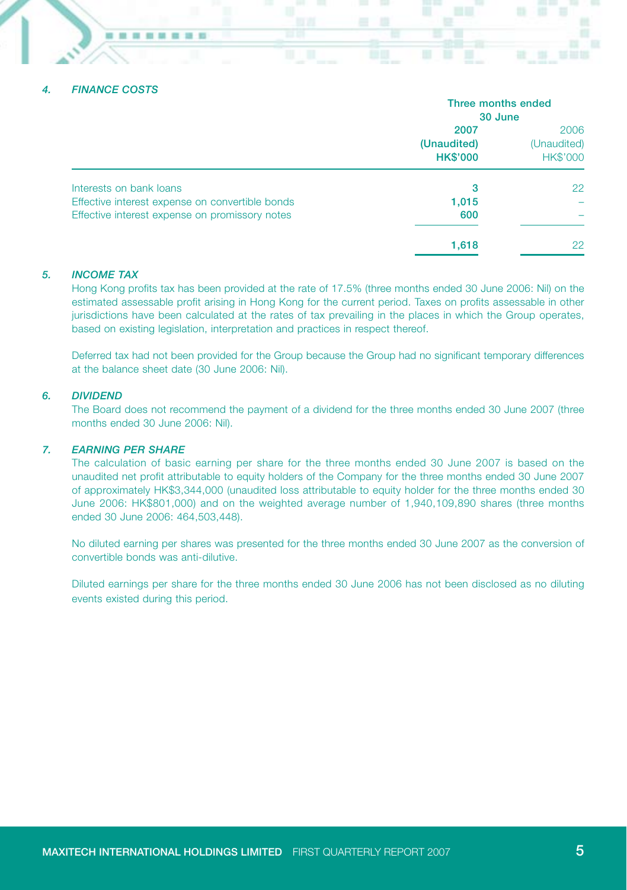## *4. FINANCE COSTS*

| | Three months ended 30 June | |
|---|---|---|
| | **2007** | 2006 |
| | **(Unaudited)** | (Unaudited) |
| | **HK$'000** | HK$'000 |
| Interests on bank loans | **3** | 22 |
| Effective interest expense on convertible bonds | **1,015** | – |
| Effective interest expense on promissory notes | **600** | – |
| | **1,618** | 22 |

## *5. INCOME TAX*

Hong Kong profits tax has been provided at the rate of 17.5% (three months ended 30 June 2006: Nil) on the estimated assessable profit arising in Hong Kong for the current period. Taxes on profits assessable in other jurisdictions have been calculated at the rates of tax prevailing in the places in which the Group operates, based on existing legislation, interpretation and practices in respect thereof.

Deferred tax had not been provided for the Group because the Group had no significant temporary differences at the balance sheet date (30 June 2006: Nil).

## *6. DIVIDEND*

The Board does not recommend the payment of a dividend for the three months ended 30 June 2007 (three months ended 30 June 2006: Nil).

## *7. EARNING PER SHARE*

The calculation of basic earning per share for the three months ended 30 June 2007 is based on the unaudited net profit attributable to equity holders of the Company for the three months ended 30 June 2007 of approximately HK$3,344,000 (unaudited loss attributable to equity holder for the three months ended 30 June 2006: HK$801,000) and on the weighted average number of 1,940,109,890 shares (three months ended 30 June 2006: 464,503,448).

No diluted earning per shares was presented for the three months ended 30 June 2007 as the conversion of convertible bonds was anti-dilutive.

Diluted earnings per share for the three months ended 30 June 2006 has not been disclosed as no diluting events existed during this period.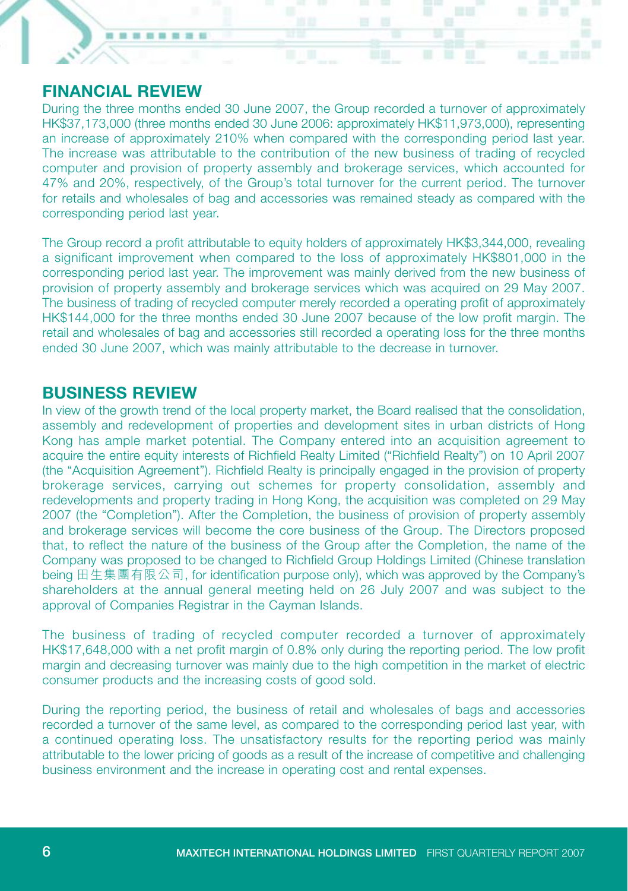## FINANCIAL REVIEW

During the three months ended 30 June 2007, the Group recorded a turnover of approximately HK$37,173,000 (three months ended 30 June 2006: approximately HK$11,973,000), representing an increase of approximately 210% when compared with the corresponding period last year. The increase was attributable to the contribution of the new business of trading of recycled computer and provision of property assembly and brokerage services, which accounted for 47% and 20%, respectively, of the Group's total turnover for the current period. The turnover for retails and wholesales of bag and accessories was remained steady as compared with the corresponding period last year.

The Group record a profit attributable to equity holders of approximately HK$3,344,000, revealing a significant improvement when compared to the loss of approximately HK$801,000 in the corresponding period last year. The improvement was mainly derived from the new business of provision of property assembly and brokerage services which was acquired on 29 May 2007. The business of trading of recycled computer merely recorded a operating profit of approximately HK$144,000 for the three months ended 30 June 2007 because of the low profit margin. The retail and wholesales of bag and accessories still recorded a operating loss for the three months ended 30 June 2007, which was mainly attributable to the decrease in turnover.

## BUSINESS REVIEW

In view of the growth trend of the local property market, the Board realised that the consolidation, assembly and redevelopment of properties and development sites in urban districts of Hong Kong has ample market potential. The Company entered into an acquisition agreement to acquire the entire equity interests of Richfield Realty Limited ("Richfield Realty") on 10 April 2007 (the "Acquisition Agreement"). Richfield Realty is principally engaged in the provision of property brokerage services, carrying out schemes for property consolidation, assembly and redevelopments and property trading in Hong Kong, the acquisition was completed on 29 May 2007 (the "Completion"). After the Completion, the business of provision of property assembly and brokerage services will become the core business of the Group. The Directors proposed that, to reflect the nature of the business of the Group after the Completion, the name of the Company was proposed to be changed to Richfield Group Holdings Limited (Chinese translation being 田生集團有限公司, for identification purpose only), which was approved by the Company's shareholders at the annual general meeting held on 26 July 2007 and was subject to the approval of Companies Registrar in the Cayman Islands.

The business of trading of recycled computer recorded a turnover of approximately HK$17,648,000 with a net profit margin of 0.8% only during the reporting period. The low profit margin and decreasing turnover was mainly due to the high competition in the market of electric consumer products and the increasing costs of good sold.

During the reporting period, the business of retail and wholesales of bags and accessories recorded a turnover of the same level, as compared to the corresponding period last year, with a continued operating loss. The unsatisfactory results for the reporting period was mainly attributable to the lower pricing of goods as a result of the increase of competitive and challenging business environment and the increase in operating cost and rental expenses.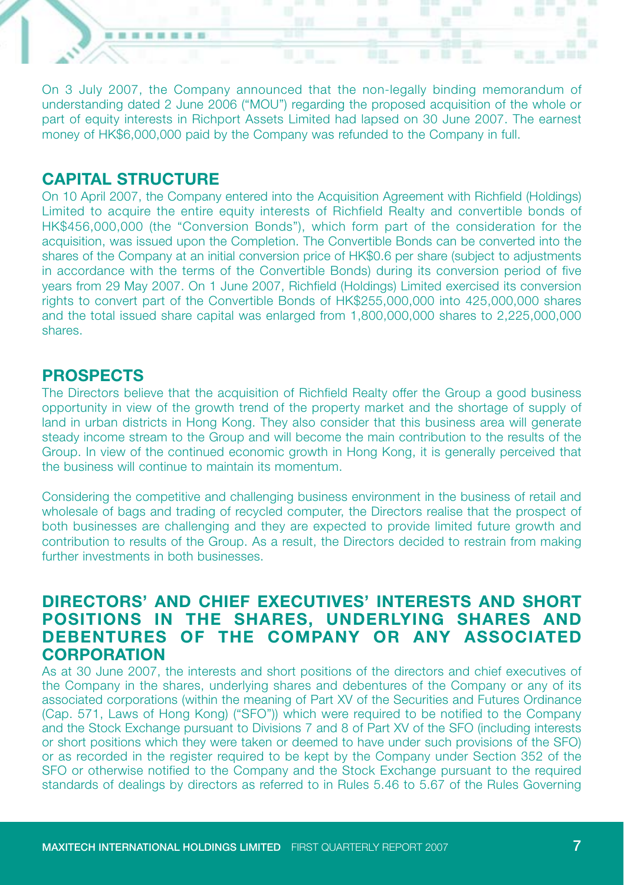On 3 July 2007, the Company announced that the non-legally binding memorandum of understanding dated 2 June 2006 ("MOU") regarding the proposed acquisition of the whole or part of equity interests in Richport Assets Limited had lapsed on 30 June 2007. The earnest money of HK$6,000,000 paid by the Company was refunded to the Company in full.

## CAPITAL STRUCTURE

On 10 April 2007, the Company entered into the Acquisition Agreement with Richfield (Holdings) Limited to acquire the entire equity interests of Richfield Realty and convertible bonds of HK$456,000,000 (the "Conversion Bonds"), which form part of the consideration for the acquisition, was issued upon the Completion. The Convertible Bonds can be converted into the shares of the Company at an initial conversion price of HK$0.6 per share (subject to adjustments in accordance with the terms of the Convertible Bonds) during its conversion period of five years from 29 May 2007. On 1 June 2007, Richfield (Holdings) Limited exercised its conversion rights to convert part of the Convertible Bonds of HK$255,000,000 into 425,000,000 shares and the total issued share capital was enlarged from 1,800,000,000 shares to 2,225,000,000 shares.

## PROSPECTS

The Directors believe that the acquisition of Richfield Realty offer the Group a good business opportunity in view of the growth trend of the property market and the shortage of supply of land in urban districts in Hong Kong. They also consider that this business area will generate steady income stream to the Group and will become the main contribution to the results of the Group. In view of the continued economic growth in Hong Kong, it is generally perceived that the business will continue to maintain its momentum.

Considering the competitive and challenging business environment in the business of retail and wholesale of bags and trading of recycled computer, the Directors realise that the prospect of both businesses are challenging and they are expected to provide limited future growth and contribution to results of the Group. As a result, the Directors decided to restrain from making further investments in both businesses.

## DIRECTORS' AND CHIEF EXECUTIVES' INTERESTS AND SHORT POSITIONS IN THE SHARES, UNDERLYING SHARES AND DEBENTURES OF THE COMPANY OR ANY ASSOCIATED CORPORATION

As at 30 June 2007, the interests and short positions of the directors and chief executives of the Company in the shares, underlying shares and debentures of the Company or any of its associated corporations (within the meaning of Part XV of the Securities and Futures Ordinance (Cap. 571, Laws of Hong Kong) ("SFO")) which were required to be notified to the Company and the Stock Exchange pursuant to Divisions 7 and 8 of Part XV of the SFO (including interests or short positions which they were taken or deemed to have under such provisions of the SFO) or as recorded in the register required to be kept by the Company under Section 352 of the SFO or otherwise notified to the Company and the Stock Exchange pursuant to the required standards of dealings by directors as referred to in Rules 5.46 to 5.67 of the Rules Governing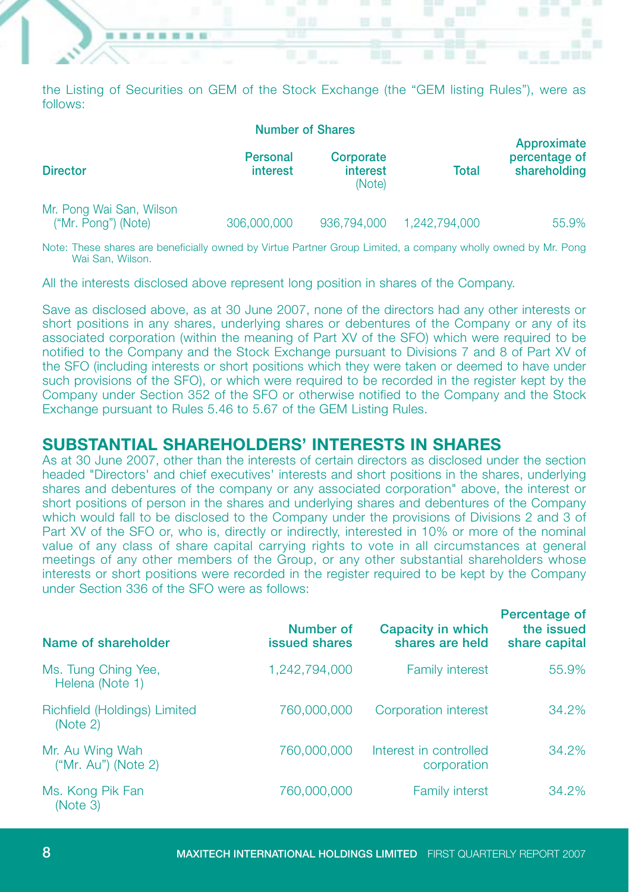the Listing of Securities on GEM of the Stock Exchange (the "GEM listing Rules"), were as follows:

| Director | Number of Shares | | | |
|---|---|---|---|---|
| | Personal interest | Corporate interest (Note) | Total | Approximate percentage of shareholding |
| Mr. Pong Wai San, Wilson ("Mr. Pong") (Note) | 306,000,000 | 936,794,000 | 1,242,794,000 | 55.9% |

Note: These shares are beneficially owned by Virtue Partner Group Limited, a company wholly owned by Mr. Pong Wai San, Wilson.

All the interests disclosed above represent long position in shares of the Company.

Save as disclosed above, as at 30 June 2007, none of the directors had any other interests or short positions in any shares, underlying shares or debentures of the Company or any of its associated corporation (within the meaning of Part XV of the SFO) which were required to be notified to the Company and the Stock Exchange pursuant to Divisions 7 and 8 of Part XV of the SFO (including interests or short positions which they were taken or deemed to have under such provisions of the SFO), or which were required to be recorded in the register kept by the Company under Section 352 of the SFO or otherwise notified to the Company and the Stock Exchange pursuant to Rules 5.46 to 5.67 of the GEM Listing Rules.

## SUBSTANTIAL SHAREHOLDERS' INTERESTS IN SHARES

As at 30 June 2007, other than the interests of certain directors as disclosed under the section headed "Directors' and chief executives' interests and short positions in the shares, underlying shares and debentures of the company or any associated corporation" above, the interest or short positions of person in the shares and underlying shares and debentures of the Company which would fall to be disclosed to the Company under the provisions of Divisions 2 and 3 of Part XV of the SFO or, who is, directly or indirectly, interested in 10% or more of the nominal value of any class of share capital carrying rights to vote in all circumstances at general meetings of any other members of the Group, or any other substantial shareholders whose interests or short positions were recorded in the register required to be kept by the Company under Section 336 of the SFO were as follows:

| Name of shareholder | Number of issued shares | Capacity in which shares are held | Percentage of the issued share capital |
|---|---|---|---|
| Ms. Tung Ching Yee, Helena (Note 1) | 1,242,794,000 | Family interest | 55.9% |
| Richfield (Holdings) Limited (Note 2) | 760,000,000 | Corporation interest | 34.2% |
| Mr. Au Wing Wah ("Mr. Au") (Note 2) | 760,000,000 | Interest in controlled corporation | 34.2% |
| Ms. Kong Pik Fan (Note 3) | 760,000,000 | Family interst | 34.2% |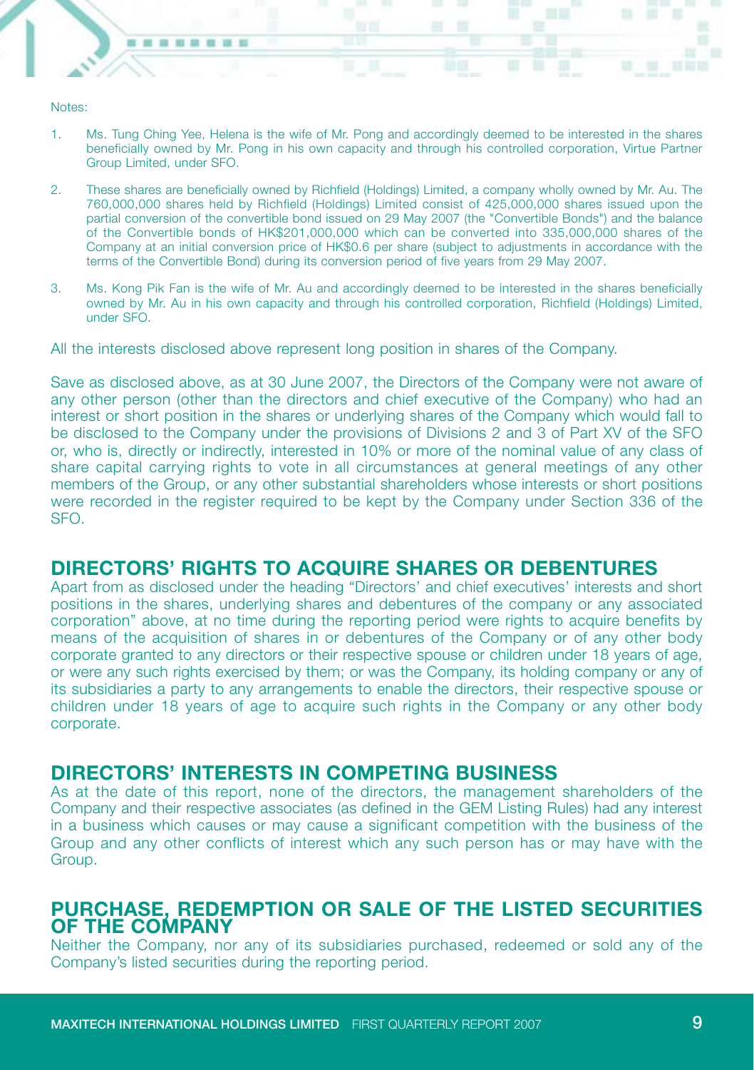Notes:

1. Ms. Tung Ching Yee, Helena is the wife of Mr. Pong and accordingly deemed to be interested in the shares beneficially owned by Mr. Pong in his own capacity and through his controlled corporation, Virtue Partner Group Limited, under SFO.

2. These shares are beneficially owned by Richfield (Holdings) Limited, a company wholly owned by Mr. Au. The 760,000,000 shares held by Richfield (Holdings) Limited consist of 425,000,000 shares issued upon the partial conversion of the convertible bond issued on 29 May 2007 (the "Convertible Bonds") and the balance of the Convertible bonds of HK$201,000,000 which can be converted into 335,000,000 shares of the Company at an initial conversion price of HK$0.6 per share (subject to adjustments in accordance with the terms of the Convertible Bond) during its conversion period of five years from 29 May 2007.

3. Ms. Kong Pik Fan is the wife of Mr. Au and accordingly deemed to be interested in the shares beneficially owned by Mr. Au in his own capacity and through his controlled corporation, Richfield (Holdings) Limited, under SFO.

All the interests disclosed above represent long position in shares of the Company.

Save as disclosed above, as at 30 June 2007, the Directors of the Company were not aware of any other person (other than the directors and chief executive of the Company) who had an interest or short position in the shares or underlying shares of the Company which would fall to be disclosed to the Company under the provisions of Divisions 2 and 3 of Part XV of the SFO or, who is, directly or indirectly, interested in 10% or more of the nominal value of any class of share capital carrying rights to vote in all circumstances at general meetings of any other members of the Group, or any other substantial shareholders whose interests or short positions were recorded in the register required to be kept by the Company under Section 336 of the SFO.

## DIRECTORS' RIGHTS TO ACQUIRE SHARES OR DEBENTURES

Apart from as disclosed under the heading "Directors' and chief executives' interests and short positions in the shares, underlying shares and debentures of the company or any associated corporation" above, at no time during the reporting period were rights to acquire benefits by means of the acquisition of shares in or debentures of the Company or of any other body corporate granted to any directors or their respective spouse or children under 18 years of age, or were any such rights exercised by them; or was the Company, its holding company or any of its subsidiaries a party to any arrangements to enable the directors, their respective spouse or children under 18 years of age to acquire such rights in the Company or any other body corporate.

## DIRECTORS' INTERESTS IN COMPETING BUSINESS

As at the date of this report, none of the directors, the management shareholders of the Company and their respective associates (as defined in the GEM Listing Rules) had any interest in a business which causes or may cause a significant competition with the business of the Group and any other conflicts of interest which any such person has or may have with the Group.

## PURCHASE, REDEMPTION OR SALE OF THE LISTED SECURITIES OF THE COMPANY

Neither the Company, nor any of its subsidiaries purchased, redeemed or sold any of the Company's listed securities during the reporting period.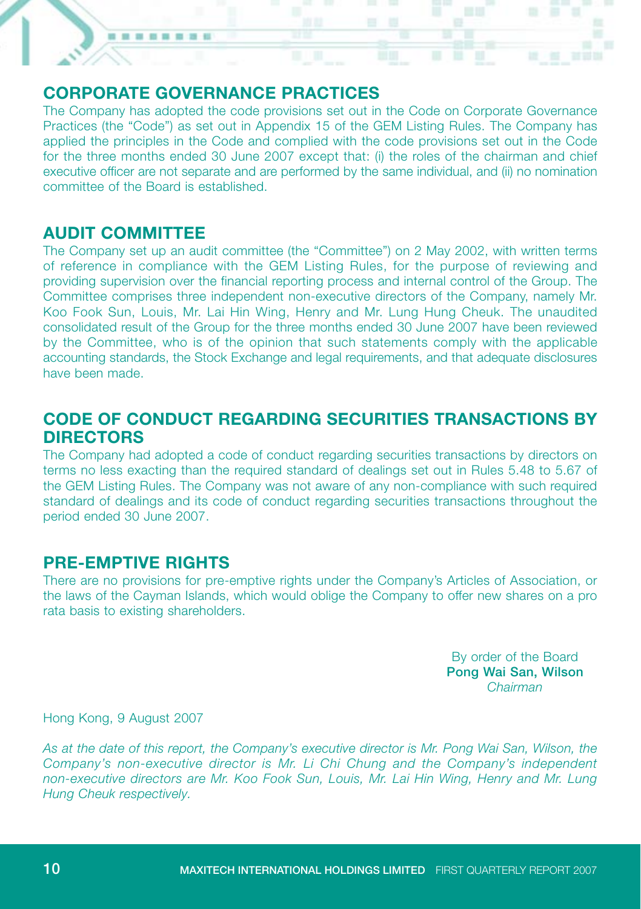## CORPORATE GOVERNANCE PRACTICES

The Company has adopted the code provisions set out in the Code on Corporate Governance Practices (the "Code") as set out in Appendix 15 of the GEM Listing Rules. The Company has applied the principles in the Code and complied with the code provisions set out in the Code for the three months ended 30 June 2007 except that: (i) the roles of the chairman and chief executive officer are not separate and are performed by the same individual, and (ii) no nomination committee of the Board is established.

## AUDIT COMMITTEE

The Company set up an audit committee (the "Committee") on 2 May 2002, with written terms of reference in compliance with the GEM Listing Rules, for the purpose of reviewing and providing supervision over the financial reporting process and internal control of the Group. The Committee comprises three independent non-executive directors of the Company, namely Mr. Koo Fook Sun, Louis, Mr. Lai Hin Wing, Henry and Mr. Lung Hung Cheuk. The unaudited consolidated result of the Group for the three months ended 30 June 2007 have been reviewed by the Committee, who is of the opinion that such statements comply with the applicable accounting standards, the Stock Exchange and legal requirements, and that adequate disclosures have been made.

## CODE OF CONDUCT REGARDING SECURITIES TRANSACTIONS BY DIRECTORS

The Company had adopted a code of conduct regarding securities transactions by directors on terms no less exacting than the required standard of dealings set out in Rules 5.48 to 5.67 of the GEM Listing Rules. The Company was not aware of any non-compliance with such required standard of dealings and its code of conduct regarding securities transactions throughout the period ended 30 June 2007.

## PRE-EMPTIVE RIGHTS

There are no provisions for pre-emptive rights under the Company's Articles of Association, or the laws of the Cayman Islands, which would oblige the Company to offer new shares on a pro rata basis to existing shareholders.

By order of the Board
**Pong Wai San, Wilson**
*Chairman*

Hong Kong, 9 August 2007

*As at the date of this report, the Company's executive director is Mr. Pong Wai San, Wilson, the Company's non-executive director is Mr. Li Chi Chung and the Company's independent non-executive directors are Mr. Koo Fook Sun, Louis, Mr. Lai Hin Wing, Henry and Mr. Lung Hung Cheuk respectively.*